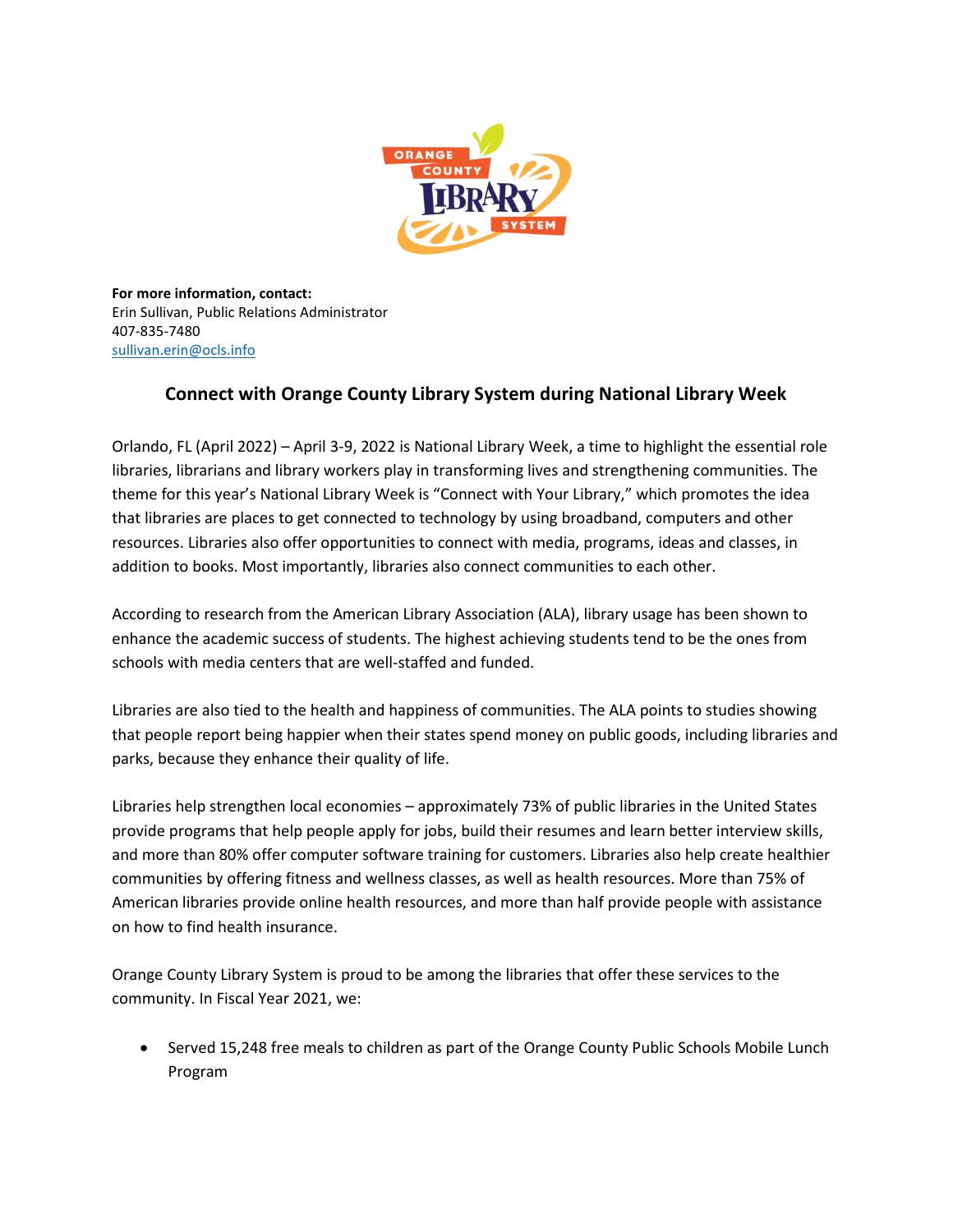**For more information, contact:**
Erin Sullivan, Public Relations Administrator
407-835-7480
sullivan.erin@ocls.info

## Connect with Orange County Library System during National Library Week

Orlando, FL (April 2022) – April 3-9, 2022 is National Library Week, a time to highlight the essential role libraries, librarians and library workers play in transforming lives and strengthening communities. The theme for this year's National Library Week is "Connect with Your Library," which promotes the idea that libraries are places to get connected to technology by using broadband, computers and other resources. Libraries also offer opportunities to connect with media, programs, ideas and classes, in addition to books. Most importantly, libraries also connect communities to each other.

According to research from the American Library Association (ALA), library usage has been shown to enhance the academic success of students. The highest achieving students tend to be the ones from schools with media centers that are well-staffed and funded.

Libraries are also tied to the health and happiness of communities. The ALA points to studies showing that people report being happier when their states spend money on public goods, including libraries and parks, because they enhance their quality of life.

Libraries help strengthen local economies – approximately 73% of public libraries in the United States provide programs that help people apply for jobs, build their resumes and learn better interview skills, and more than 80% offer computer software training for customers. Libraries also help create healthier communities by offering fitness and wellness classes, as well as health resources. More than 75% of American libraries provide online health resources, and more than half provide people with assistance on how to find health insurance.

Orange County Library System is proud to be among the libraries that offer these services to the community. In Fiscal Year 2021, we:

- Served 15,248 free meals to children as part of the Orange County Public Schools Mobile Lunch Program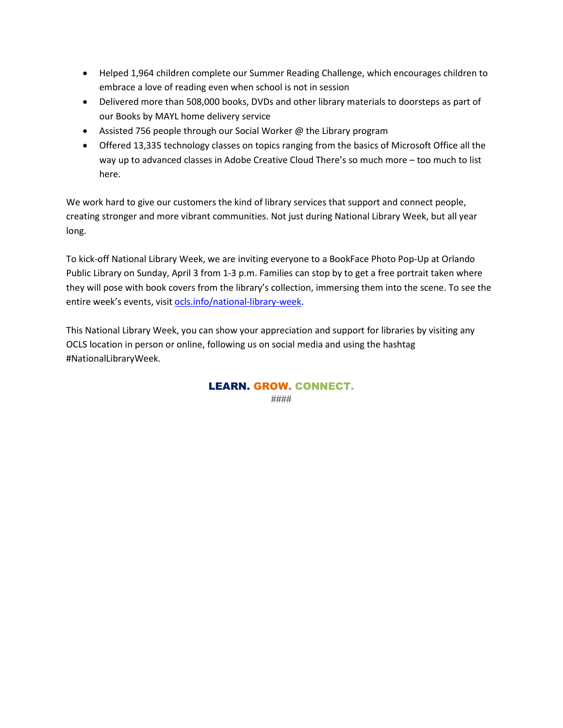- Helped 1,964 children complete our Summer Reading Challenge, which encourages children to embrace a love of reading even when school is not in session
- Delivered more than 508,000 books, DVDs and other library materials to doorsteps as part of our Books by MAYL home delivery service
- Assisted 756 people through our Social Worker @ the Library program
- Offered 13,335 technology classes on topics ranging from the basics of Microsoft Office all the way up to advanced classes in Adobe Creative Cloud There's so much more – too much to list here.

We work hard to give our customers the kind of library services that support and connect people, creating stronger and more vibrant communities. Not just during National Library Week, but all year long.

To kick-off National Library Week, we are inviting everyone to a BookFace Photo Pop-Up at Orlando Public Library on Sunday, April 3 from 1-3 p.m. Families can stop by to get a free portrait taken where they will pose with book covers from the library's collection, immersing them into the scene. To see the entire week's events, visit [ocls.info/national-library-week](ocls.info/national-library-week).

This National Library Week, you can show your appreciation and support for libraries by visiting any OCLS location in person or online, following us on social media and using the hashtag #NationalLibraryWeek.

**LEARN. GROW. CONNECT.**

####